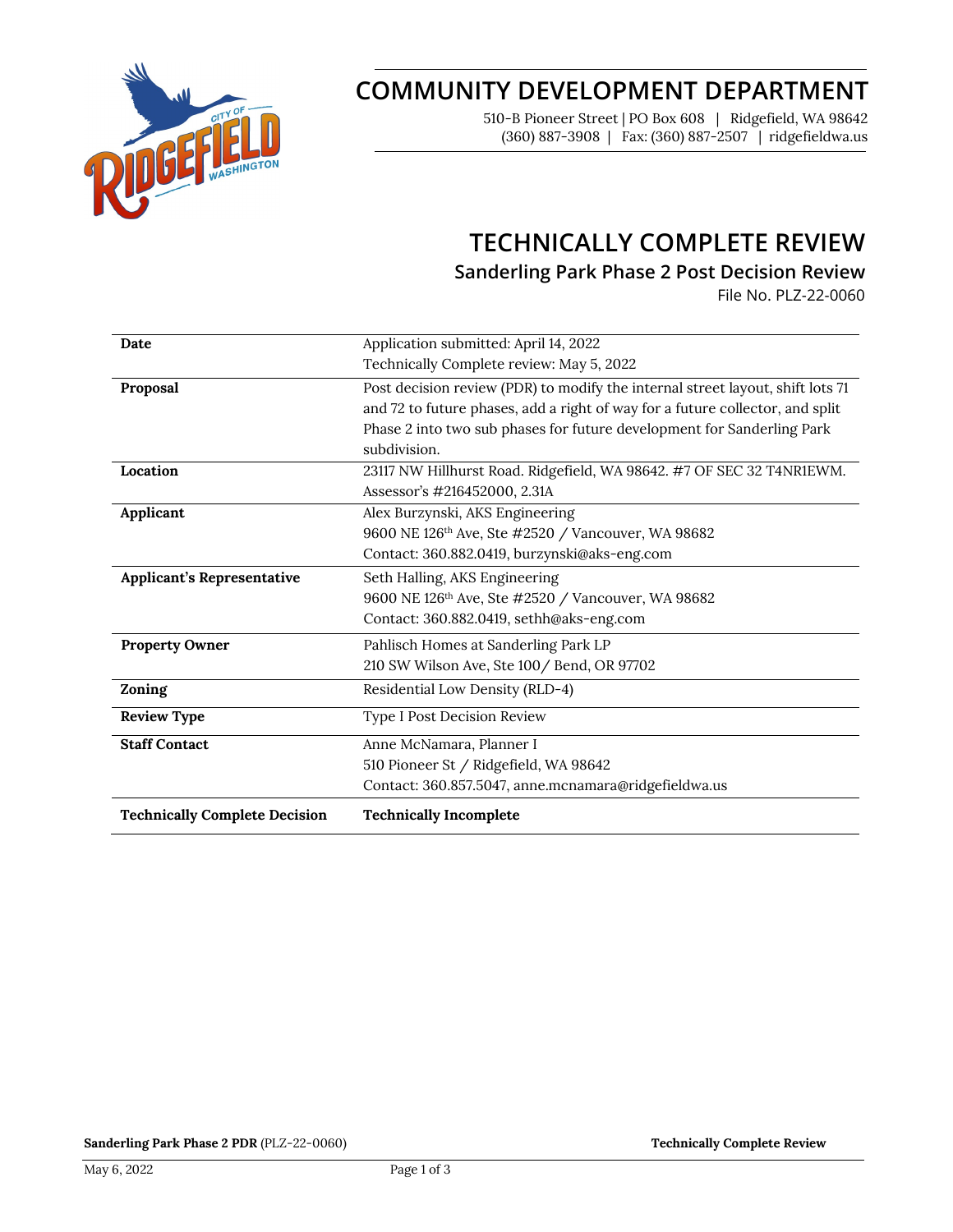# COMMUNITY DEVELOPMENT DEPARTMENT

510-B Pioneer Street | PO Box 608 | Ridgefield, WA 98642
(360) 887-3908 | Fax: (360) 887-2507 | ridgefieldwa.us

# TECHNICALLY COMPLETE REVIEW

## Sanderling Park Phase 2 Post Decision Review

File No. PLZ-22-0060

| | |
|---|---|
| **Date** | Application submitted: April 14, 2022<br>Technically Complete review: May 5, 2022 |
| **Proposal** | Post decision review (PDR) to modify the internal street layout, shift lots 71 and 72 to future phases, add a right of way for a future collector, and split Phase 2 into two sub phases for future development for Sanderling Park subdivision. |
| **Location** | 23117 NW Hillhurst Road. Ridgefield, WA 98642. #7 OF SEC 32 T4NR1EWM.<br>Assessor's #216452000, 2.31A |
| **Applicant** | Alex Burzynski, AKS Engineering<br>9600 NE 126th Ave, Ste #2520 / Vancouver, WA 98682<br>Contact: 360.882.0419, burzynski@aks-eng.com |
| **Applicant's Representative** | Seth Halling, AKS Engineering<br>9600 NE 126th Ave, Ste #2520 / Vancouver, WA 98682<br>Contact: 360.882.0419, sethh@aks-eng.com |
| **Property Owner** | Pahlisch Homes at Sanderling Park LP<br>210 SW Wilson Ave, Ste 100/ Bend, OR 97702 |
| **Zoning** | Residential Low Density (RLD-4) |
| **Review Type** | Type I Post Decision Review |
| **Staff Contact** | Anne McNamara, Planner I<br>510 Pioneer St / Ridgefield, WA 98642<br>Contact: 360.857.5047, anne.mcnamara@ridgefieldwa.us |
| **Technically Complete Decision** | **Technically Incomplete** |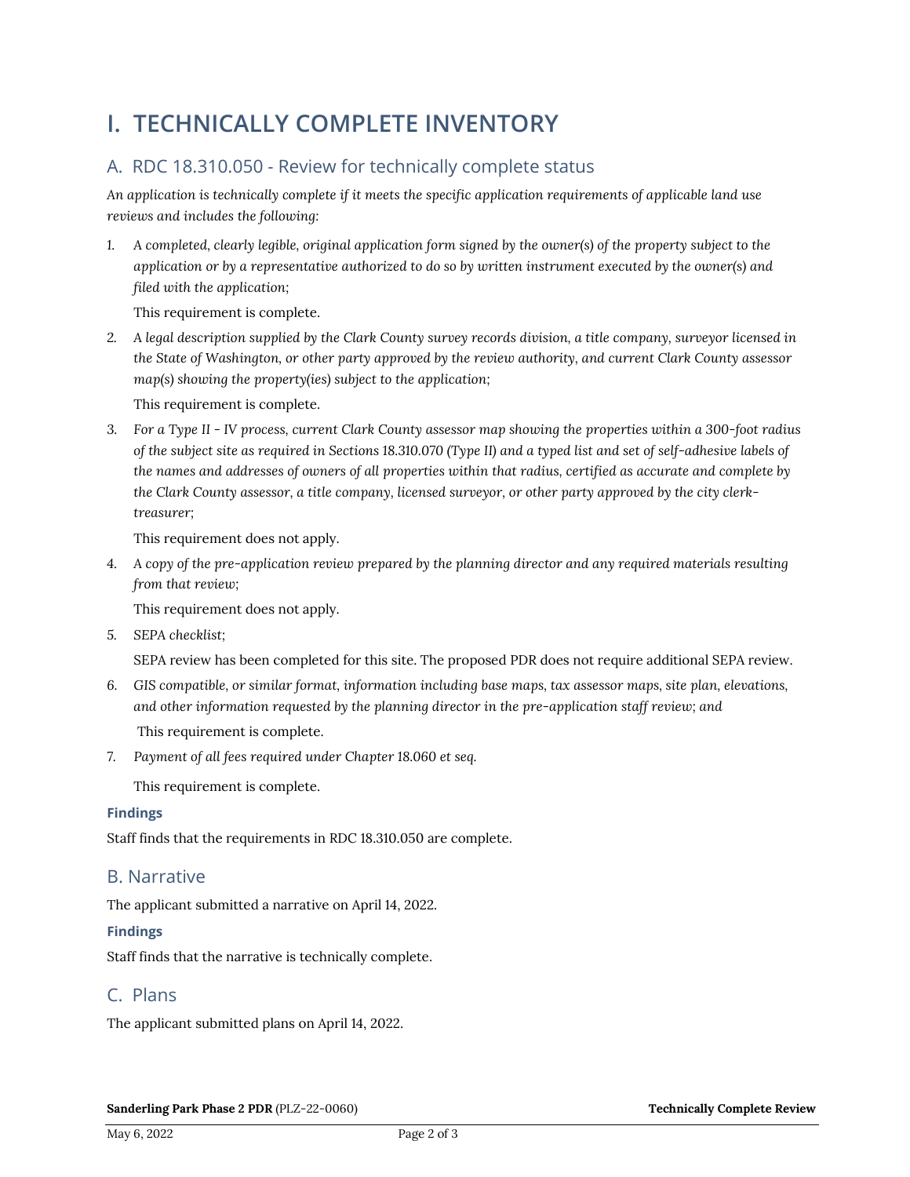# I. TECHNICALLY COMPLETE INVENTORY

## A. RDC 18.310.050 - Review for technically complete status

*An application is technically complete if it meets the specific application requirements of applicable land use reviews and includes the following:*

1. *A completed, clearly legible, original application form signed by the owner(s) of the property subject to the application or by a representative authorized to do so by written instrument executed by the owner(s) and filed with the application;*

   This requirement is complete.

2. *A legal description supplied by the Clark County survey records division, a title company, surveyor licensed in the State of Washington, or other party approved by the review authority, and current Clark County assessor map(s) showing the property(ies) subject to the application;*

   This requirement is complete.

3. *For a Type II - IV process, current Clark County assessor map showing the properties within a 300-foot radius of the subject site as required in Sections 18.310.070 (Type II) and a typed list and set of self-adhesive labels of the names and addresses of owners of all properties within that radius, certified as accurate and complete by the Clark County assessor, a title company, licensed surveyor, or other party approved by the city clerk-treasurer;*

   This requirement does not apply.

4. *A copy of the pre-application review prepared by the planning director and any required materials resulting from that review;*

   This requirement does not apply.

5. *SEPA checklist;*

   SEPA review has been completed for this site. The proposed PDR does not require additional SEPA review.

6. *GIS compatible, or similar format, information including base maps, tax assessor maps, site plan, elevations, and other information requested by the planning director in the pre-application staff review; and*

   This requirement is complete.

7. *Payment of all fees required under Chapter 18.060 et seq.*

   This requirement is complete.

#### Findings

Staff finds that the requirements in RDC 18.310.050 are complete.

## B. Narrative

The applicant submitted a narrative on April 14, 2022.

#### Findings

Staff finds that the narrative is technically complete.

## C. Plans

The applicant submitted plans on April 14, 2022.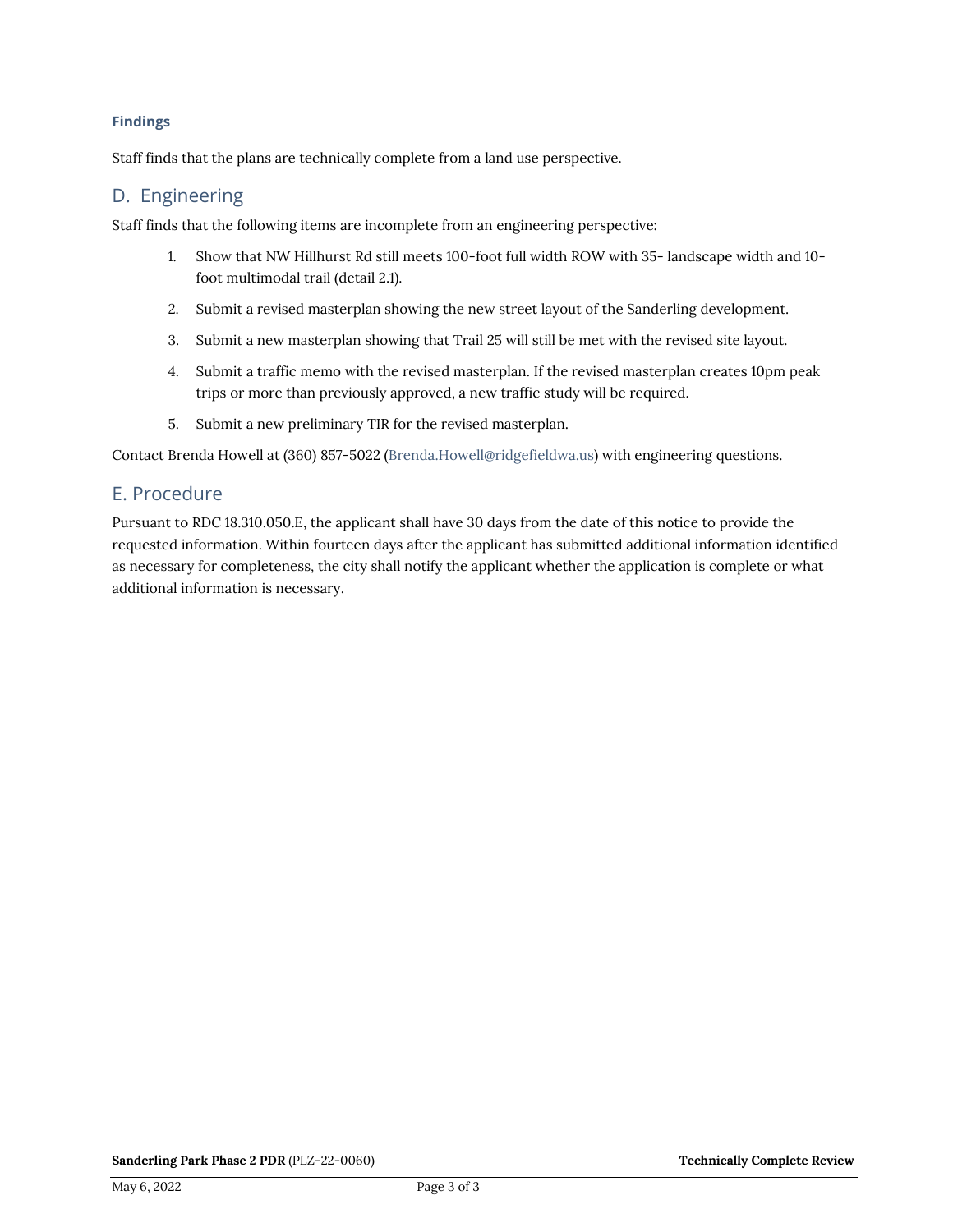#### Findings

Staff finds that the plans are technically complete from a land use perspective.

## D. Engineering

Staff finds that the following items are incomplete from an engineering perspective:

1. Show that NW Hillhurst Rd still meets 100-foot full width ROW with 35- landscape width and 10-foot multimodal trail (detail 2.1).
2. Submit a revised masterplan showing the new street layout of the Sanderling development.
3. Submit a new masterplan showing that Trail 25 will still be met with the revised site layout.
4. Submit a traffic memo with the revised masterplan. If the revised masterplan creates 10pm peak trips or more than previously approved, a new traffic study will be required.
5. Submit a new preliminary TIR for the revised masterplan.

Contact Brenda Howell at (360) 857-5022 (Brenda.Howell@ridgefieldwa.us) with engineering questions.

## E. Procedure

Pursuant to RDC 18.310.050.E, the applicant shall have 30 days from the date of this notice to provide the requested information. Within fourteen days after the applicant has submitted additional information identified as necessary for completeness, the city shall notify the applicant whether the application is complete or what additional information is necessary.